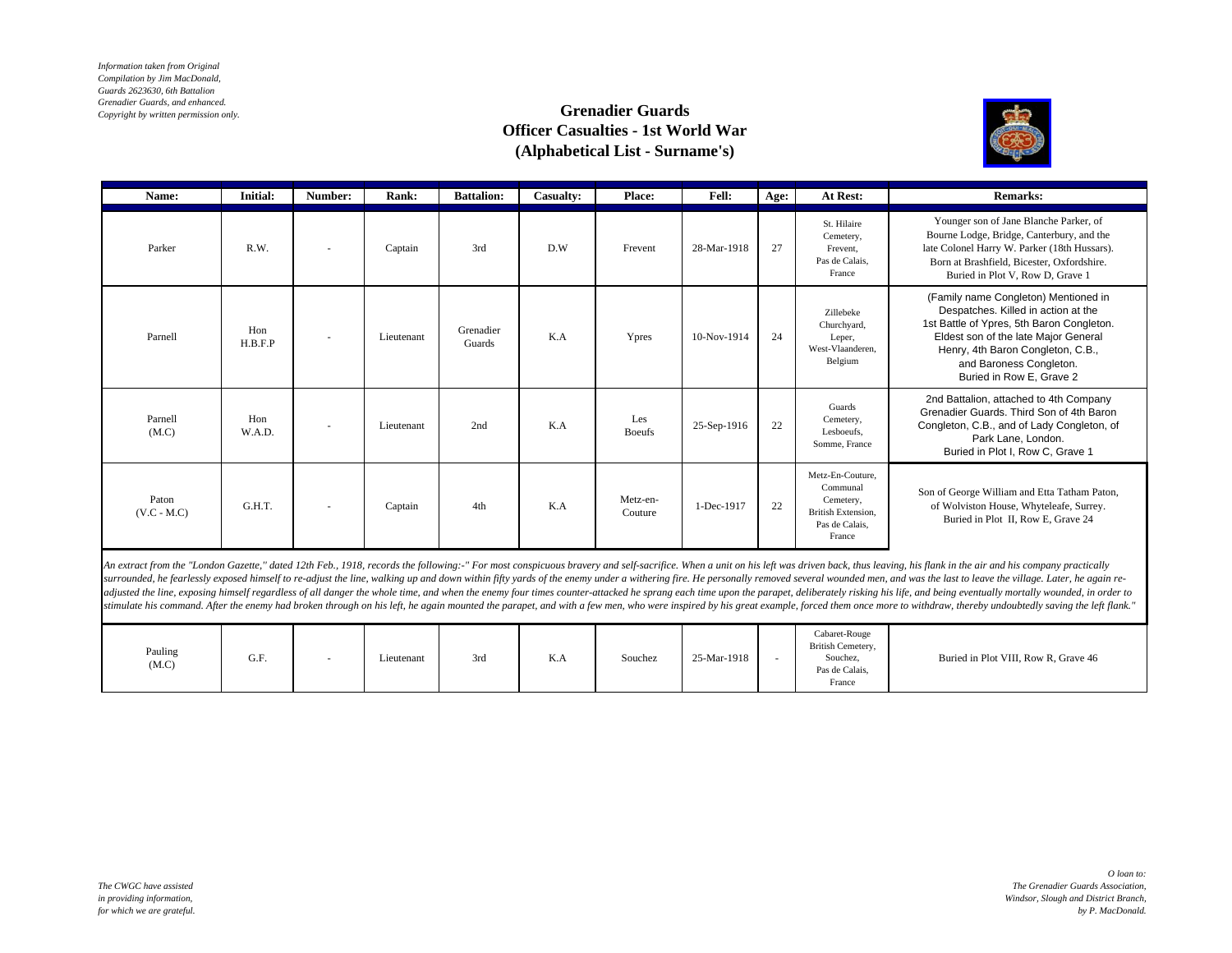*Information taken from Original Compilation by Jim MacDonald, Guards 2623630, 6th Battalion Grenadier Guards, and enhanced. Copyright by written permission only.*

# Grenadier Guards
## Officer Casualties - 1st World War
## (Alphabetical List - Surname's)

| Name: | Initial: | Number: | Rank: | Battalion: | Casualty: | Place: | Fell: | Age: | At Rest: | Remarks: |
|---|---|---|---|---|---|---|---|---|---|---|
| Parker | R.W. | - | Captain | 3rd | D.W | Frevent | 28-Mar-1918 | 27 | St. Hilaire Cemetery, Frevent, Pas de Calais, France | Younger son of Jane Blanche Parker, of Bourne Lodge, Bridge, Canterbury, and the late Colonel Harry W. Parker (18th Hussars). Born at Brashfield, Bicester, Oxfordshire. Buried in Plot V, Row D, Grave 1 |
| Parnell | Hon H.B.F.P | - | Lieutenant | Grenadier Guards | K.A | Ypres | 10-Nov-1914 | 24 | Zillebeke Churchyard, Leper, West-Vlaanderen, Belgium | (Family name Congleton) Mentioned in Despatches. Killed in action at the 1st Battle of Ypres, 5th Baron Congleton. Eldest son of the late Major General Henry, 4th Baron Congleton, C.B., and Baroness Congleton. Buried in Row E, Grave 2 |
| Parnell (M.C) | Hon W.A.D. | - | Lieutenant | 2nd | K.A | Les Boeufs | 25-Sep-1916 | 22 | Guards Cemetery, Lesboeufs, Somme, France | 2nd Battalion, attached to 4th Company Grenadier Guards. Third Son of 4th Baron Congleton, C.B., and of Lady Congleton, of Park Lane, London. Buried in Plot I, Row C, Grave 1 |
| Paton (V.C - M.C) | G.H.T. | - | Captain | 4th | K.A | Metz-en-Couture | 1-Dec-1917 | 22 | Metz-En-Couture, Communal Cemetery, British Extension, Pas de Calais, France | Son of George William and Etta Tatham Paton, of Wolviston House, Whyteleafe, Surrey. Buried in Plot II, Row E, Grave 24 |
| Pauling (M.C) | G.F. | - | Lieutenant | 3rd | K.A | Souchez | 25-Mar-1918 | - | Cabaret-Rouge British Cemetery, Souchez, Pas de Calais, France | Buried in Plot VIII, Row R, Grave 46 |

*An extract from the "London Gazette," dated 12th Feb., 1918, records the following:-" For most conspicuous bravery and self-sacrifice. When a unit on his left was driven back, thus leaving, his flank in the air and his company practically surrounded, he fearlessly exposed himself to re-adjust the line, walking up and down within fifty yards of the enemy under a withering fire. He personally removed several wounded men, and was the last to leave the village. Later, he again re-adjusted the line, exposing himself regardless of all danger the whole time, and when the enemy four times counter-attacked he sprang each time upon the parapet, deliberately risking his life, and being eventually mortally wounded, in order to stimulate his command. After the enemy had broken through on his left, he again mounted the parapet, and with a few men, who were inspired by his great example, forced them once more to withdraw, thereby undoubtedly saving the left flank."*

*The CWGC have assisted in providing information, for which we are grateful.*

*O loan to: The Grenadier Guards Association, Windsor, Slough and District Branch, by P. MacDonald.*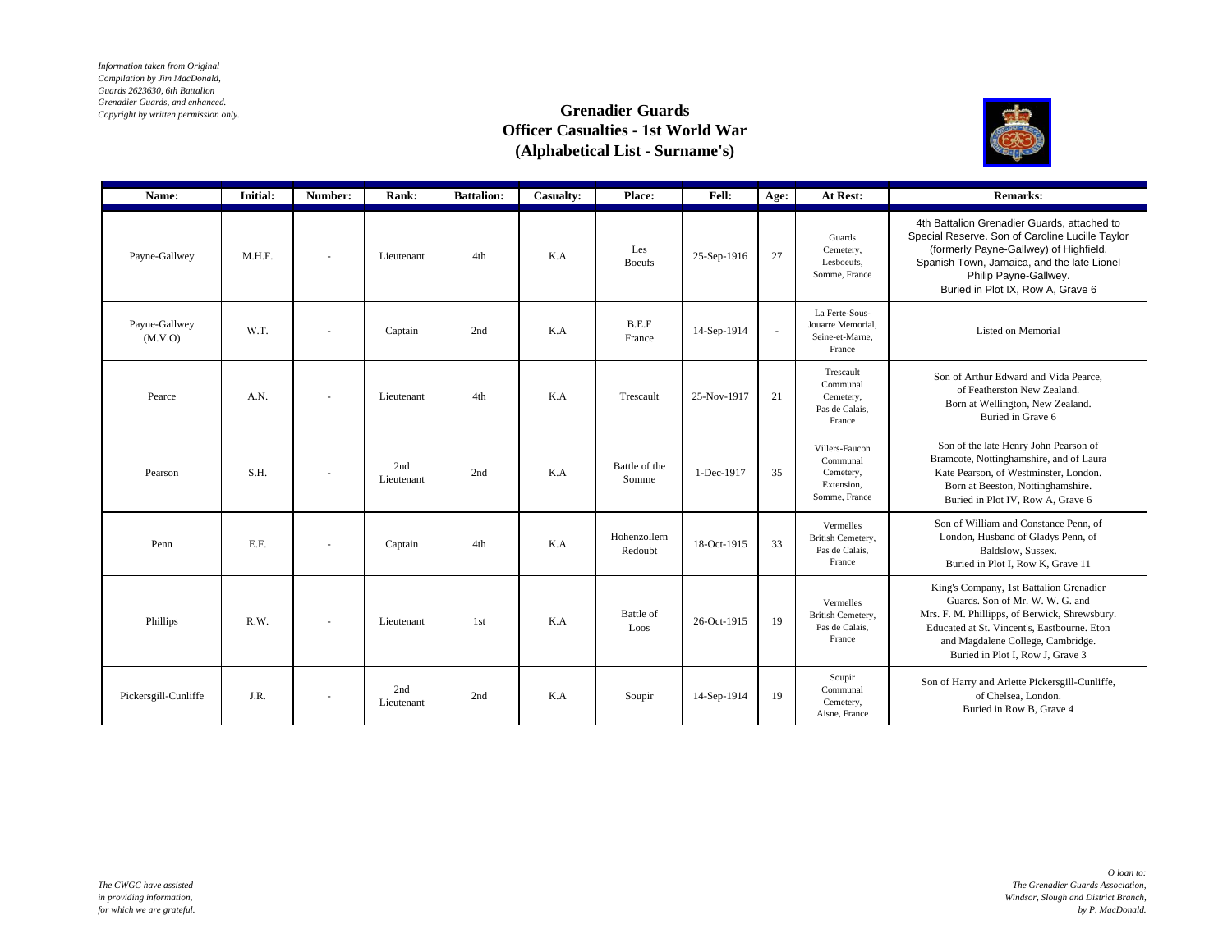*Information taken from Original Compilation by Jim MacDonald, Guards 2623630, 6th Battalion Grenadier Guards, and enhanced. Copyright by written permission only.*

# Grenadier Guards
## Officer Casualties - 1st World War
## (Alphabetical List - Surname's)

| Name: | Initial: | Number: | Rank: | Battalion: | Casualty: | Place: | Fell: | Age: | At Rest: | Remarks: |
|---|---|---|---|---|---|---|---|---|---|---|
| Payne-Gallwey | M.H.F. | - | Lieutenant | 4th | K.A | Les Boeufs | 25-Sep-1916 | 27 | Guards Cemetery, Lesboeufs, Somme, France | 4th Battalion Grenadier Guards, attached to Special Reserve. Son of Caroline Lucille Taylor (formerly Payne-Gallwey) of Highfield, Spanish Town, Jamaica, and the late Lionel Philip Payne-Gallwey. Buried in Plot IX, Row A, Grave 6 |
| Payne-Gallwey (M.V.O) | W.T. | - | Captain | 2nd | K.A | B.E.F France | 14-Sep-1914 | - | La Ferte-Sous-Jouarre Memorial, Seine-et-Marne, France | Listed on Memorial |
| Pearce | A.N. | - | Lieutenant | 4th | K.A | Trescault | 25-Nov-1917 | 21 | Trescault Communal Cemetery, Pas de Calais, France | Son of Arthur Edward and Vida Pearce, of Featherston New Zealand. Born at Wellington, New Zealand. Buried in Grave 6 |
| Pearson | S.H. | - | 2nd Lieutenant | 2nd | K.A | Battle of the Somme | 1-Dec-1917 | 35 | Villers-Faucon Communal Cemetery, Extension, Somme, France | Son of the late Henry John Pearson of Bramcote, Nottinghamshire, and of Laura Kate Pearson, of Westminster, London. Born at Beeston, Nottinghamshire. Buried in Plot IV, Row A, Grave 6 |
| Penn | E.F. | - | Captain | 4th | K.A | Hohenzollern Redoubt | 18-Oct-1915 | 33 | Vermelles British Cemetery, Pas de Calais, France | Son of William and Constance Penn, of London, Husband of Gladys Penn, of Baldslow, Sussex. Buried in Plot I, Row K, Grave 11 |
| Phillips | R.W. | - | Lieutenant | 1st | K.A | Battle of Loos | 26-Oct-1915 | 19 | Vermelles British Cemetery, Pas de Calais, France | King's Company, 1st Battalion Grenadier Guards. Son of Mr. W. W. G. and Mrs. F. M. Phillipps, of Berwick, Shrewsbury. Educated at St. Vincent's, Eastbourne. Eton and Magdalene College, Cambridge. Buried in Plot I, Row J, Grave 3 |
| Pickersgill-Cunliffe | J.R. | - | 2nd Lieutenant | 2nd | K.A | Soupir | 14-Sep-1914 | 19 | Soupir Communal Cemetery, Aisne, France | Son of Harry and Arlette Pickersgill-Cunliffe, of Chelsea, London. Buried in Row B, Grave 4 |

*The CWGC have assisted in providing information, for which we are grateful.*

*O loan to: The Grenadier Guards Association, Windsor, Slough and District Branch, by P. MacDonald.*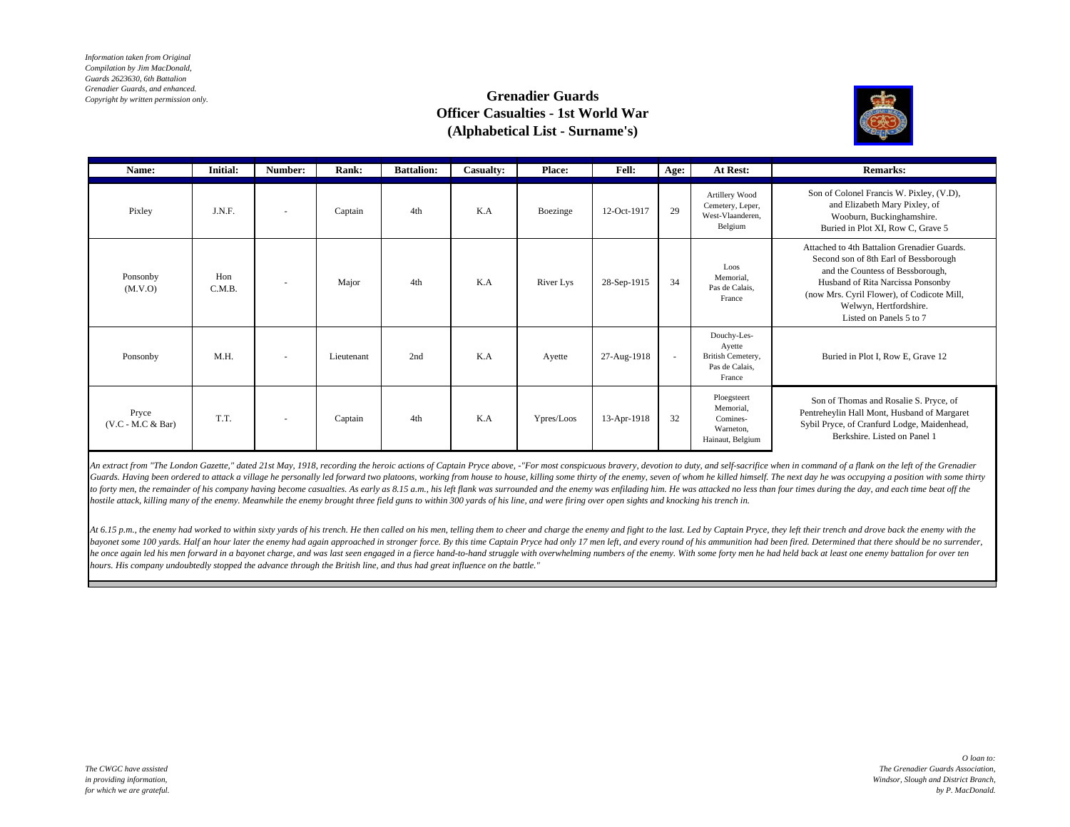*Information taken from Original Compilation by Jim MacDonald, Guards 2623630, 6th Battalion Grenadier Guards, and enhanced. Copyright by written permission only.*

# Grenadier Guards
## Officer Casualties - 1st World War
## (Alphabetical List - Surname's)

| Name: | Initial: | Number: | Rank: | Battalion: | Casualty: | Place: | Fell: | Age: | At Rest: | Remarks: |
|---|---|---|---|---|---|---|---|---|---|---|
| Pixley | J.N.F. | - | Captain | 4th | K.A | Boezinge | 12-Oct-1917 | 29 | Artillery Wood Cemetery, Ieper, West-Vlaanderen, Belgium | Son of Colonel Francis W. Pixley, (V.D), and Elizabeth Mary Pixley, of Wooburn, Buckinghamshire. Buried in Plot XI, Row C, Grave 5 |
| Ponsonby (M.V.O) | Hon C.M.B. | - | Major | 4th | K.A | River Lys | 28-Sep-1915 | 34 | Loos Memorial, Pas de Calais, France | Attached to 4th Battalion Grenadier Guards. Second son of 8th Earl of Bessborough and the Countess of Bessborough, Husband of Rita Narcissa Ponsonby (now Mrs. Cyril Flower), of Codicote Mill, Welwyn, Hertfordshire. Listed on Panels 5 to 7 |
| Ponsonby | M.H. | - | Lieutenant | 2nd | K.A | Ayette | 27-Aug-1918 | - | Douchy-Les-Ayette British Cemetery, Pas de Calais, France | Buried in Plot I, Row E, Grave 12 |
| Pryce (V.C - M.C & Bar) | T.T. | - | Captain | 4th | K.A | Ypres/Loos | 13-Apr-1918 | 32 | Ploegsteert Memorial, Comines-Warneton, Hainaut, Belgium | Son of Thomas and Rosalie S. Pryce, of Pentreheylin Hall Mont, Husband of Margaret Sybil Pryce, of Cranfurd Lodge, Maidenhead, Berkshire. Listed on Panel 1 |

*An extract from "The London Gazette," dated 21st May, 1918, recording the heroic actions of Captain Pryce above, -"For most conspicuous bravery, devotion to duty, and self-sacrifice when in command of a flank on the left of the Grenadier Guards. Having been ordered to attack a village he personally led forward two platoons, working from house to house, killing some thirty of the enemy, seven of whom he killed himself. The next day he was occupying a position with some thirty to forty men, the remainder of his company having become casualties. As early as 8.15 a.m., his left flank was surrounded and the enemy was enfilading him. He was attacked no less than four times during the day, and each time beat off the hostile attack, killing many of the enemy. Meanwhile the enemy brought three field guns to within 300 yards of his line, and were firing over open sights and knocking his trench in.*

*At 6.15 p.m., the enemy had worked to within sixty yards of his trench. He then called on his men, telling them to cheer and charge the enemy and fight to the last. Led by Captain Pryce, they left their trench and drove back the enemy with the bayonet some 100 yards. Half an hour later the enemy had again approached in stronger force. By this time Captain Pryce had only 17 men left, and every round of his ammunition had been fired. Determined that there should be no surrender, he once again led his men forward in a bayonet charge, and was last seen engaged in a fierce hand-to-hand struggle with overwhelming numbers of the enemy. With some forty men he had held back at least one enemy battalion for over ten hours. His company undoubtedly stopped the advance through the British line, and thus had great influence on the battle."*

*The CWGC have assisted in providing information, for which we are grateful.*

*O loan to: The Grenadier Guards Association, Windsor, Slough and District Branch, by P. MacDonald.*